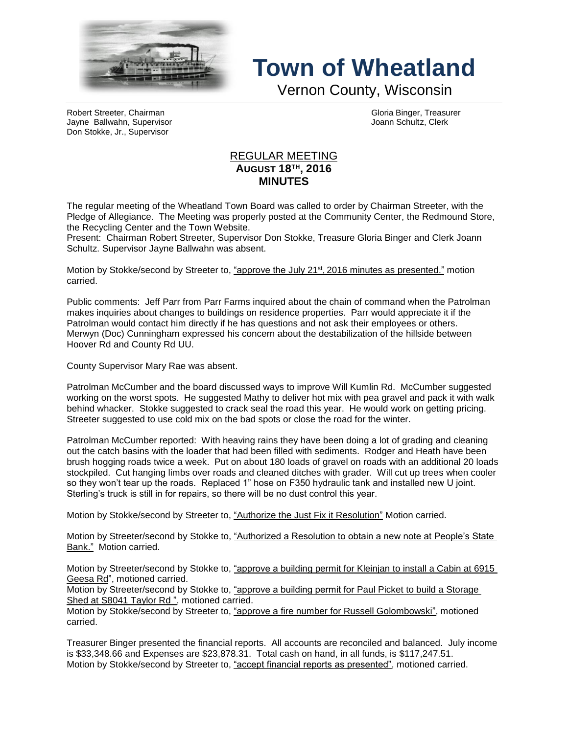# Town of Wheatland

Vernon County, Wisconsin

Robert Streeter, Chairman
Jayne Ballwahn, Supervisor
Don Stokke, Jr., Supervisor

Gloria Binger, Treasurer
Joann Schultz, Clerk

## REGULAR MEETING
### AUGUST 18TH, 2016
### MINUTES

The regular meeting of the Wheatland Town Board was called to order by Chairman Streeter, with the Pledge of Allegiance. The Meeting was properly posted at the Community Center, the Redmound Store, the Recycling Center and the Town Website.
Present: Chairman Robert Streeter, Supervisor Don Stokke, Treasure Gloria Binger and Clerk Joann Schultz. Supervisor Jayne Ballwahn was absent.

Motion by Stokke/second by Streeter to, "approve the July 21st, 2016 minutes as presented." motion carried.

Public comments: Jeff Parr from Parr Farms inquired about the chain of command when the Patrolman makes inquiries about changes to buildings on residence properties. Parr would appreciate it if the Patrolman would contact him directly if he has questions and not ask their employees or others. Merwyn (Doc) Cunningham expressed his concern about the destabilization of the hillside between Hoover Rd and County Rd UU.

County Supervisor Mary Rae was absent.

Patrolman McCumber and the board discussed ways to improve Will Kumlin Rd. McCumber suggested working on the worst spots. He suggested Mathy to deliver hot mix with pea gravel and pack it with walk behind whacker. Stokke suggested to crack seal the road this year. He would work on getting pricing. Streeter suggested to use cold mix on the bad spots or close the road for the winter.

Patrolman McCumber reported: With heaving rains they have been doing a lot of grading and cleaning out the catch basins with the loader that had been filled with sediments. Rodger and Heath have been brush hogging roads twice a week. Put on about 180 loads of gravel on roads with an additional 20 loads stockpiled. Cut hanging limbs over roads and cleaned ditches with grader. Will cut up trees when cooler so they won't tear up the roads. Replaced 1" hose on F350 hydraulic tank and installed new U joint. Sterling's truck is still in for repairs, so there will be no dust control this year.

Motion by Stokke/second by Streeter to, "Authorize the Just Fix it Resolution" Motion carried.

Motion by Streeter/second by Stokke to, "Authorized a Resolution to obtain a new note at People's State Bank." Motion carried.

Motion by Streeter/second by Stokke to, "approve a building permit for Kleinjan to install a Cabin at 6915 Geesa Rd", motioned carried.
Motion by Streeter/second by Stokke to, "approve a building permit for Paul Picket to build a Storage Shed at S8041 Taylor Rd ", motioned carried.
Motion by Stokke/second by Streeter to, "approve a fire number for Russell Golombowski", motioned carried.

Treasurer Binger presented the financial reports. All accounts are reconciled and balanced. July income is $33,348.66 and Expenses are $23,878.31. Total cash on hand, in all funds, is $117,247.51.
Motion by Stokke/second by Streeter to, "accept financial reports as presented", motioned carried.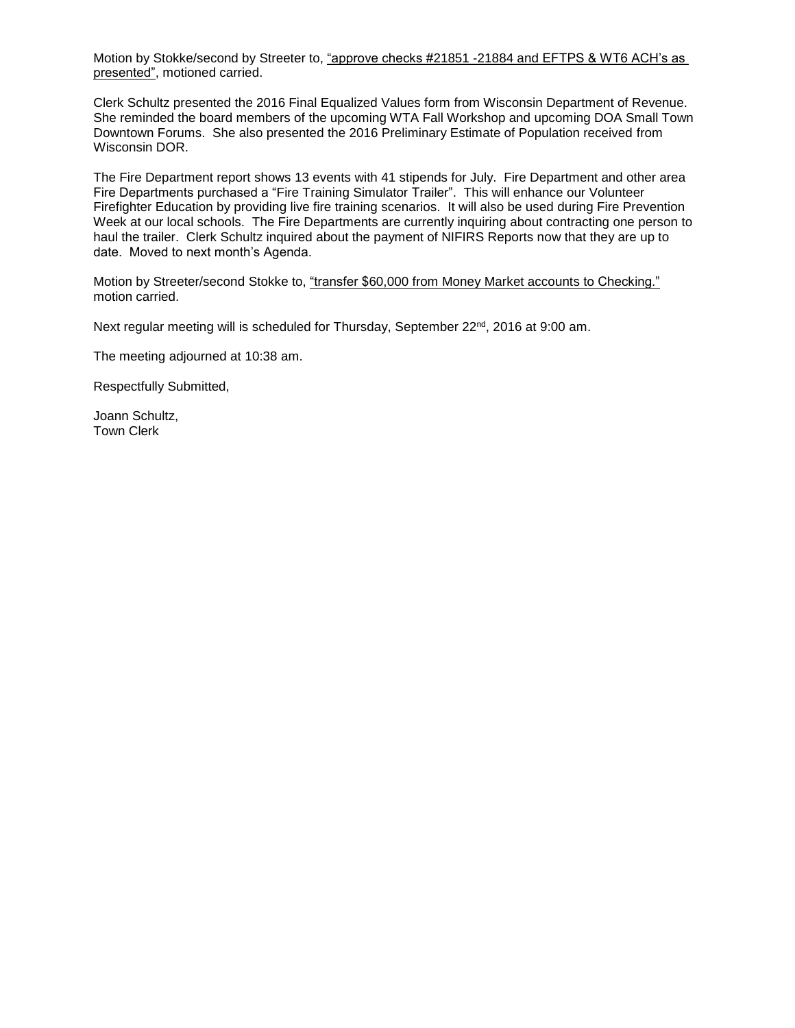Motion by Stokke/second by Streeter to, "approve checks #21851 -21884 and EFTPS & WT6 ACH's as presented", motioned carried.

Clerk Schultz presented the 2016 Final Equalized Values form from Wisconsin Department of Revenue. She reminded the board members of the upcoming WTA Fall Workshop and upcoming DOA Small Town Downtown Forums. She also presented the 2016 Preliminary Estimate of Population received from Wisconsin DOR.

The Fire Department report shows 13 events with 41 stipends for July. Fire Department and other area Fire Departments purchased a "Fire Training Simulator Trailer". This will enhance our Volunteer Firefighter Education by providing live fire training scenarios. It will also be used during Fire Prevention Week at our local schools. The Fire Departments are currently inquiring about contracting one person to haul the trailer. Clerk Schultz inquired about the payment of NIFIRS Reports now that they are up to date. Moved to next month's Agenda.

Motion by Streeter/second Stokke to, "transfer $60,000 from Money Market accounts to Checking." motion carried.

Next regular meeting will is scheduled for Thursday, September 22nd, 2016 at 9:00 am.

The meeting adjourned at 10:38 am.

Respectfully Submitted,

Joann Schultz,
Town Clerk